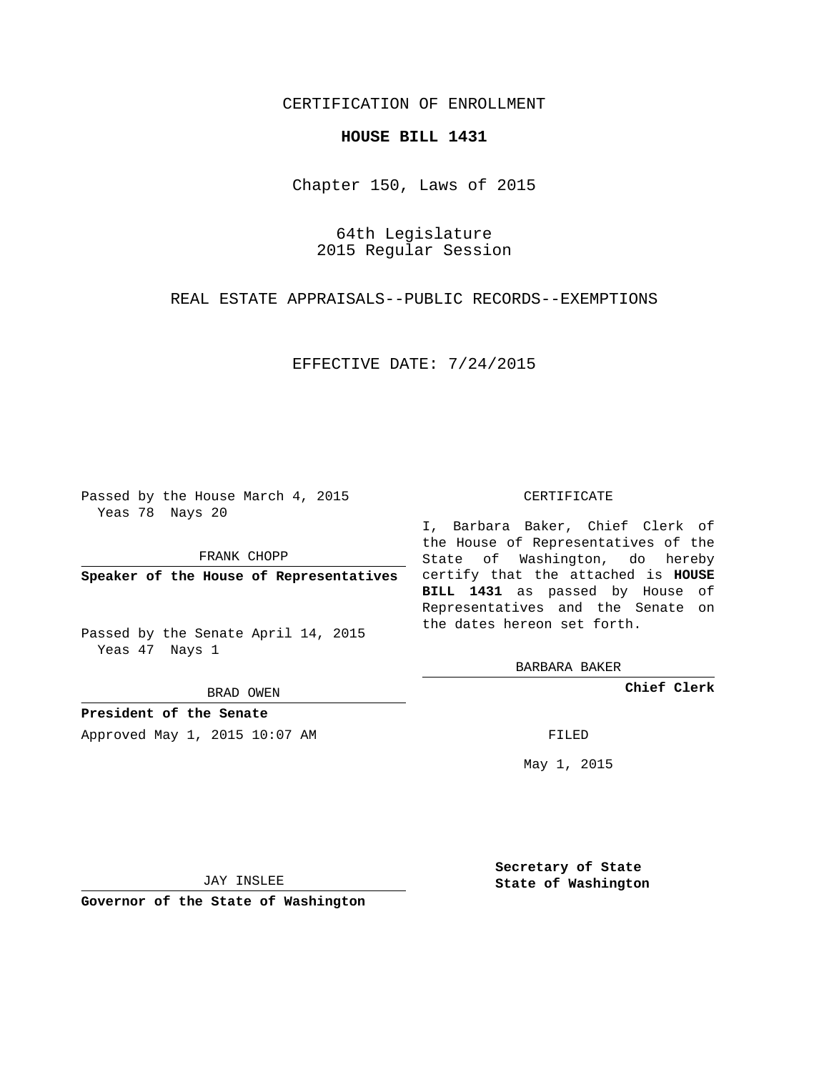CERTIFICATION OF ENROLLMENT

# HOUSE BILL 1431

Chapter 150, Laws of 2015

64th Legislature
2015 Regular Session

REAL ESTATE APPRAISALS--PUBLIC RECORDS--EXEMPTIONS

EFFECTIVE DATE: 7/24/2015

Passed by the House March 4, 2015
Yeas 78 Nays 20

FRANK CHOPP

**Speaker of the House of Representatives**

Passed by the Senate April 14, 2015
Yeas 47 Nays 1

BRAD OWEN

**President of the Senate**

Approved May 1, 2015 10:07 AM

JAY INSLEE

**Governor of the State of Washington**

CERTIFICATE

I, Barbara Baker, Chief Clerk of the House of Representatives of the State of Washington, do hereby certify that the attached is **HOUSE BILL 1431** as passed by House of Representatives and the Senate on the dates hereon set forth.

BARBARA BAKER

**Chief Clerk**

FILED

May 1, 2015

**Secretary of State**
**State of Washington**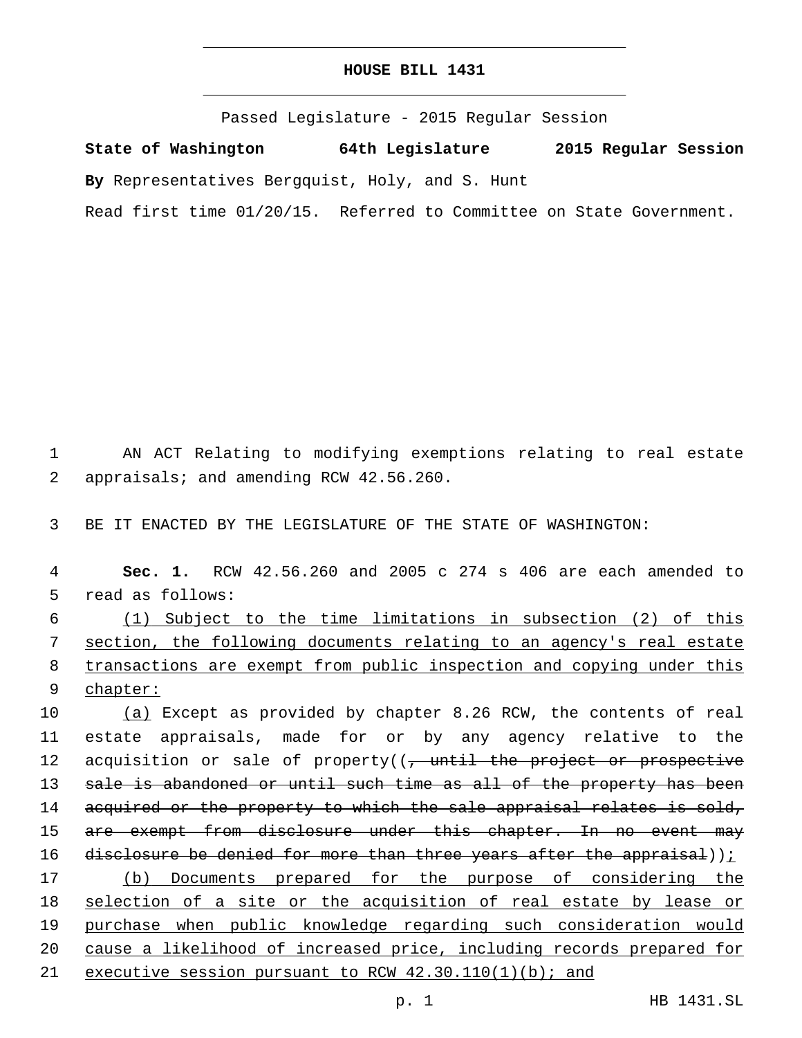# HOUSE BILL 1431

Passed Legislature - 2015 Regular Session

**State of Washington 64th Legislature 2015 Regular Session**

**By** Representatives Bergquist, Holy, and S. Hunt

Read first time 01/20/15. Referred to Committee on State Government.

AN ACT Relating to modifying exemptions relating to real estate appraisals; and amending RCW 42.56.260.

BE IT ENACTED BY THE LEGISLATURE OF THE STATE OF WASHINGTON:

**Sec. 1.** RCW 42.56.260 and 2005 c 274 s 406 are each amended to read as follows:

<u>(1) Subject to the time limitations in subsection (2) of this section, the following documents relating to an agency's real estate transactions are exempt from public inspection and copying under this chapter:</u>

<u>(a)</u> Except as provided by chapter 8.26 RCW, the contents of real estate appraisals, made for or by any agency relative to the acquisition or sale of property((~~, until the project or prospective sale is abandoned or until such time as all of the property has been acquired or the property to which the sale appraisal relates is sold, are exempt from disclosure under this chapter. In no event may disclosure be denied for more than three years after the appraisal~~))<u>;</u>

<u>(b) Documents prepared for the purpose of considering the selection of a site or the acquisition of real estate by lease or purchase when public knowledge regarding such consideration would cause a likelihood of increased price, including records prepared for executive session pursuant to RCW 42.30.110(1)(b); and</u>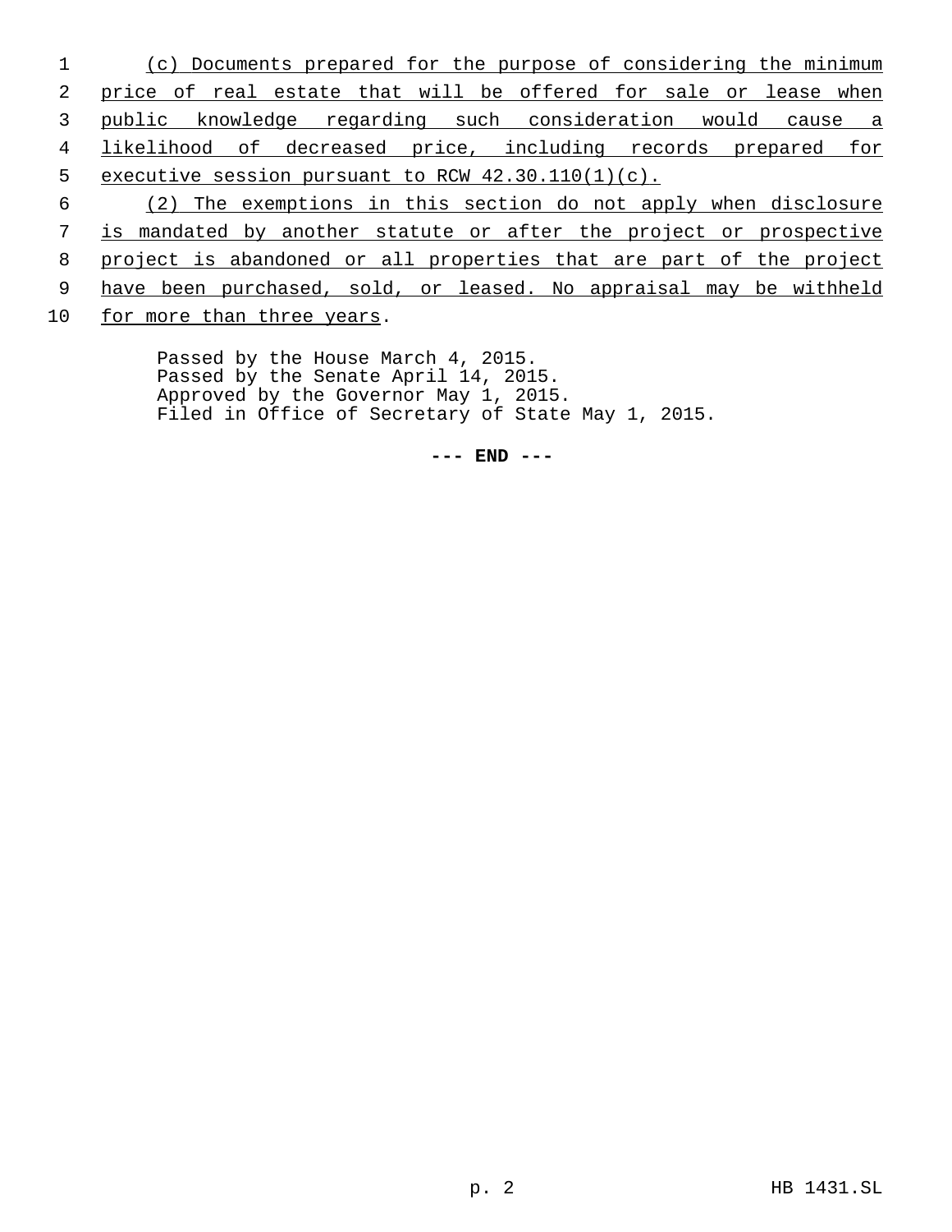(c) Documents prepared for the purpose of considering the minimum price of real estate that will be offered for sale or lease when public knowledge regarding such consideration would cause a likelihood of decreased price, including records prepared for executive session pursuant to RCW 42.30.110(1)(c).

(2) The exemptions in this section do not apply when disclosure is mandated by another statute or after the project or prospective project is abandoned or all properties that are part of the project have been purchased, sold, or leased. No appraisal may be withheld for more than three years.

Passed by the House March 4, 2015.
Passed by the Senate April 14, 2015.
Approved by the Governor May 1, 2015.
Filed in Office of Secretary of State May 1, 2015.

**--- END ---**